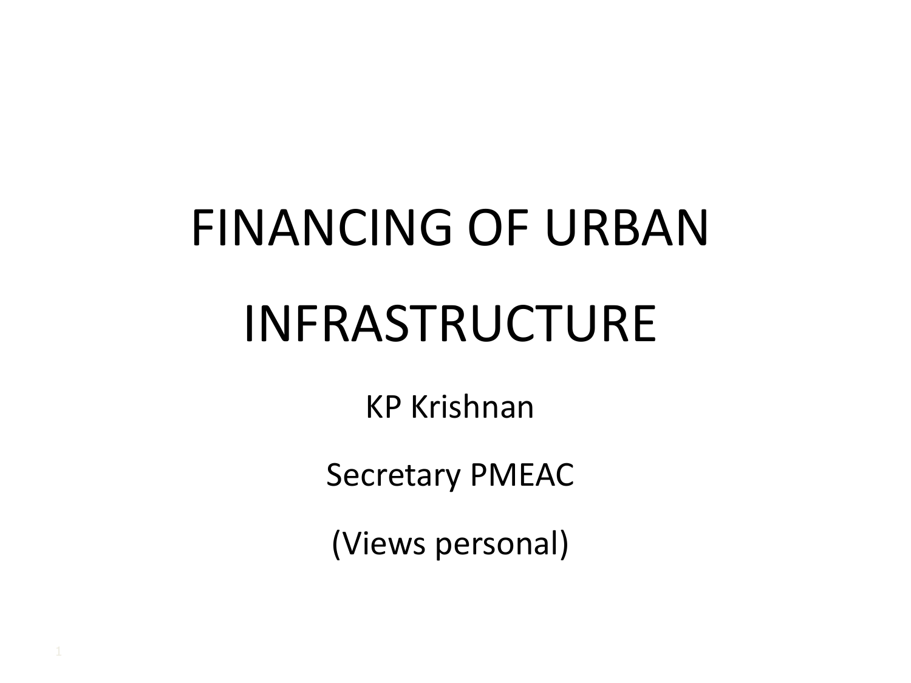# FINANCING OF URBAN INFRASTRUCTURE

KP Krishnan

Secretary PMEAC

(Views personal)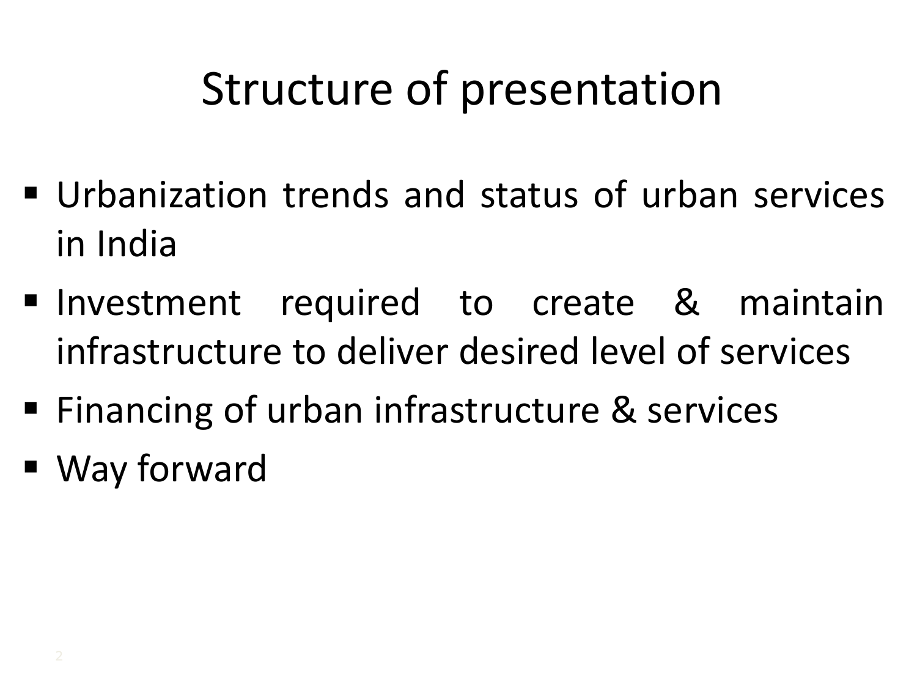# Structure of presentation

- Urbanization trends and status of urban services in India
- Investment required to create & maintain infrastructure to deliver desired level of services
- Financing of urban infrastructure & services
- Way forward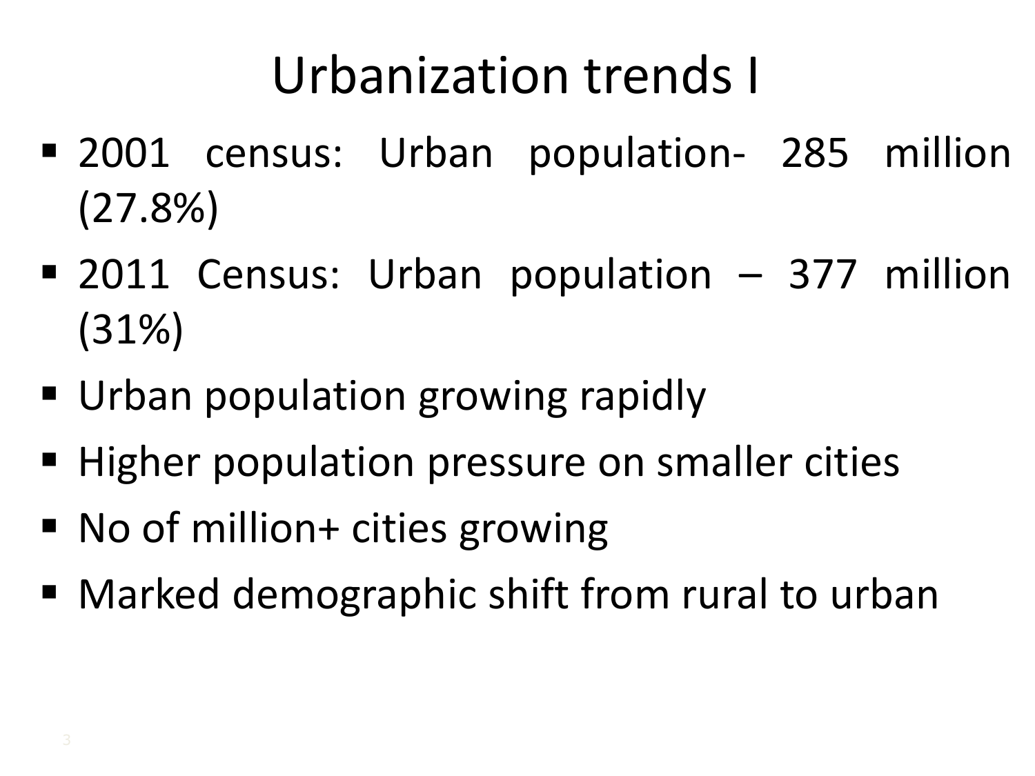# Urbanization trends I

- 2001 census: Urban population- 285 million (27.8%)
- 2011 Census: Urban population – 377 million (31%)
- Urban population growing rapidly
- Higher population pressure on smaller cities
- No of million+ cities growing
- Marked demographic shift from rural to urban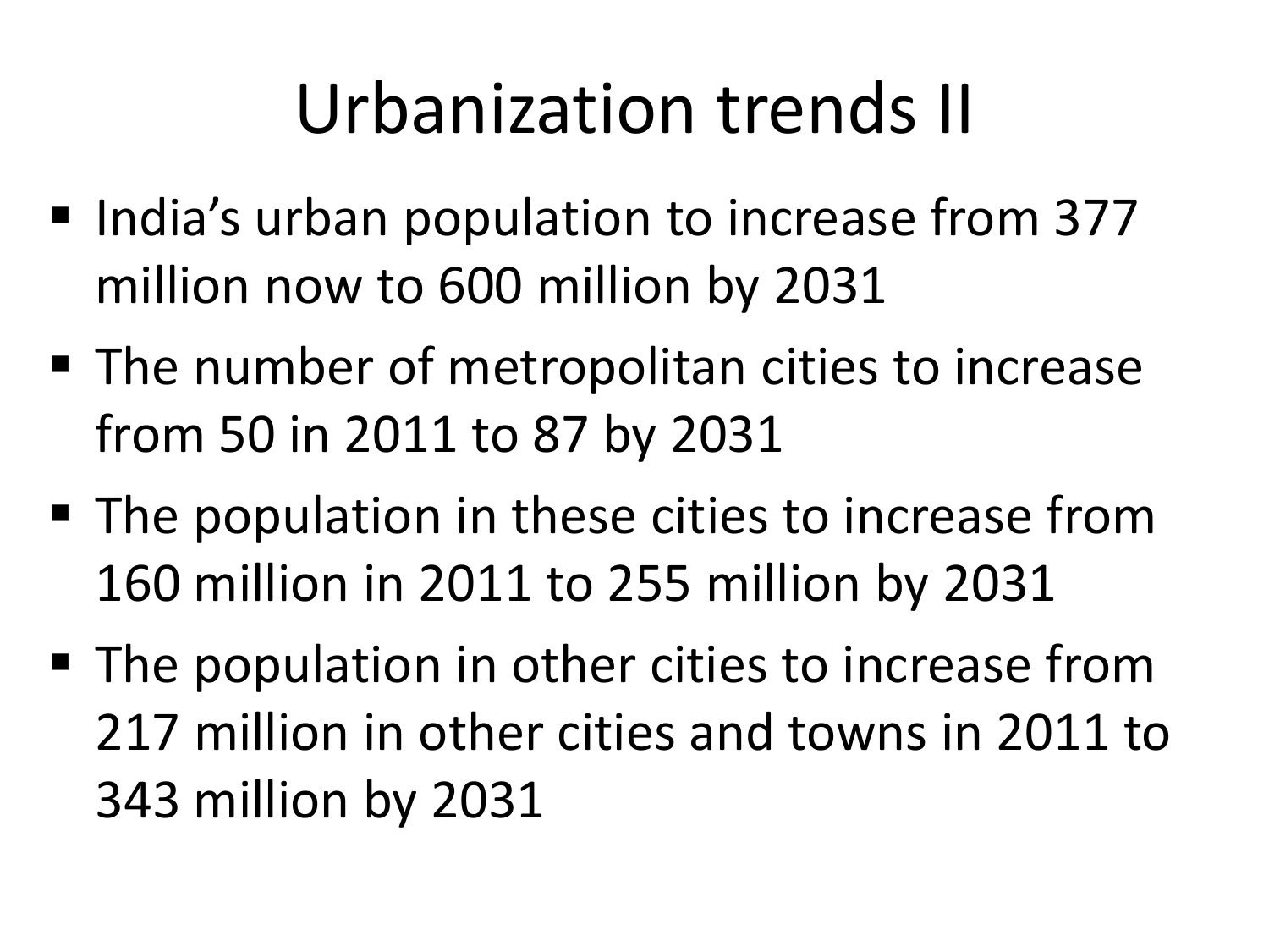# Urbanization trends II

- India's urban population to increase from 377 million now to 600 million by 2031
- The number of metropolitan cities to increase from 50 in 2011 to 87 by 2031
- The population in these cities to increase from 160 million in 2011 to 255 million by 2031
- The population in other cities to increase from 217 million in other cities and towns in 2011 to 343 million by 2031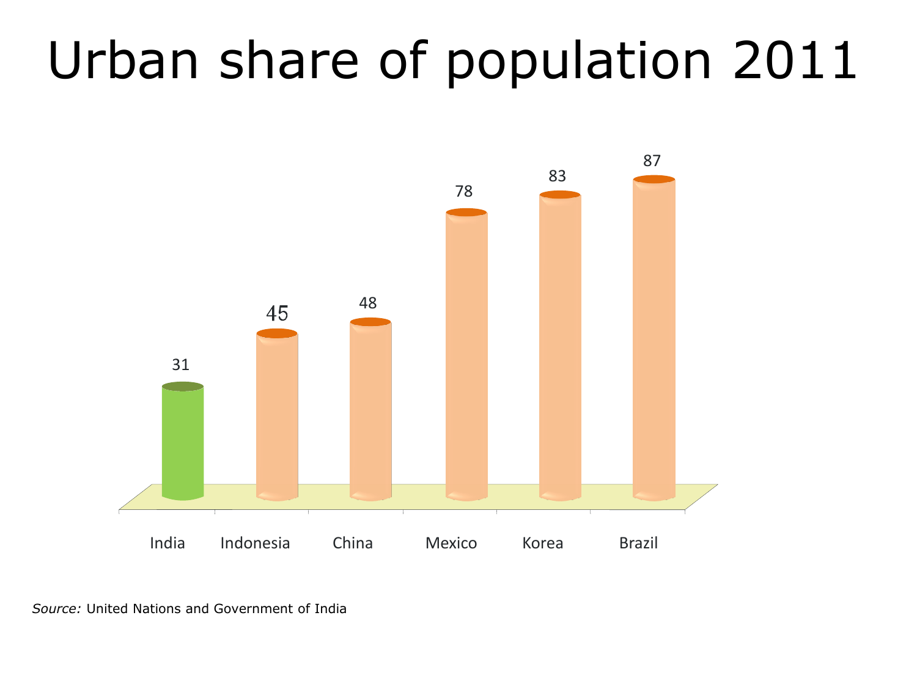# Urban share of population 2011

| Country | Urban share (%) |
|---|---|
| India | 31 |
| Indonesia | 45 |
| China | 48 |
| Mexico | 78 |
| Korea | 83 |
| Brazil | 87 |

*Source:* United Nations and Government of India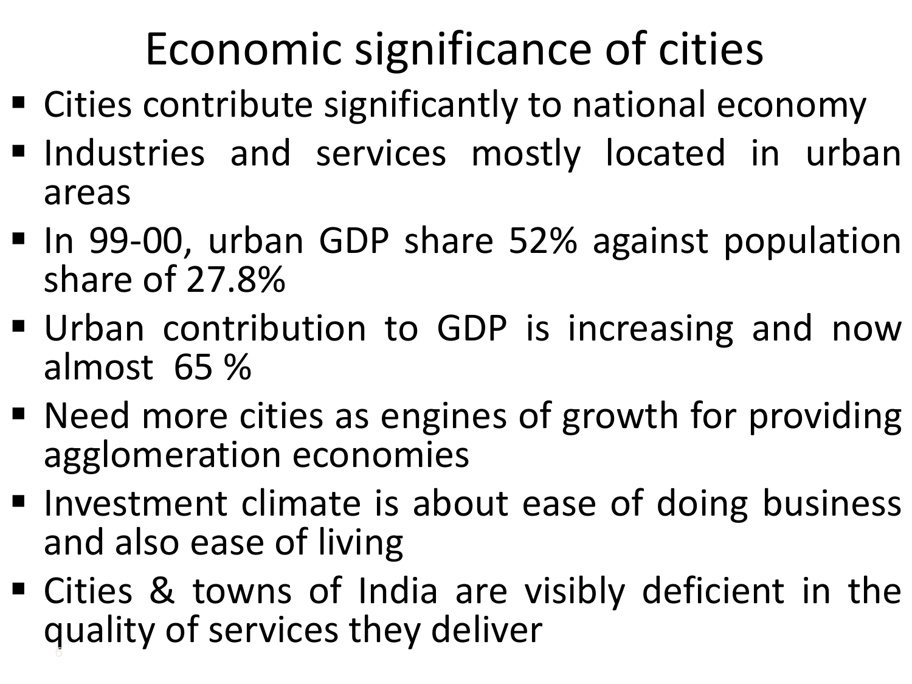# Economic significance of cities

- Cities contribute significantly to national economy
- Industries and services mostly located in urban areas
- In 99-00, urban GDP share 52% against population share of 27.8%
- Urban contribution to GDP is increasing and now almost 65 %
- Need more cities as engines of growth for providing agglomeration economies
- Investment climate is about ease of doing business and also ease of living
- Cities & towns of India are visibly deficient in the quality of services they deliver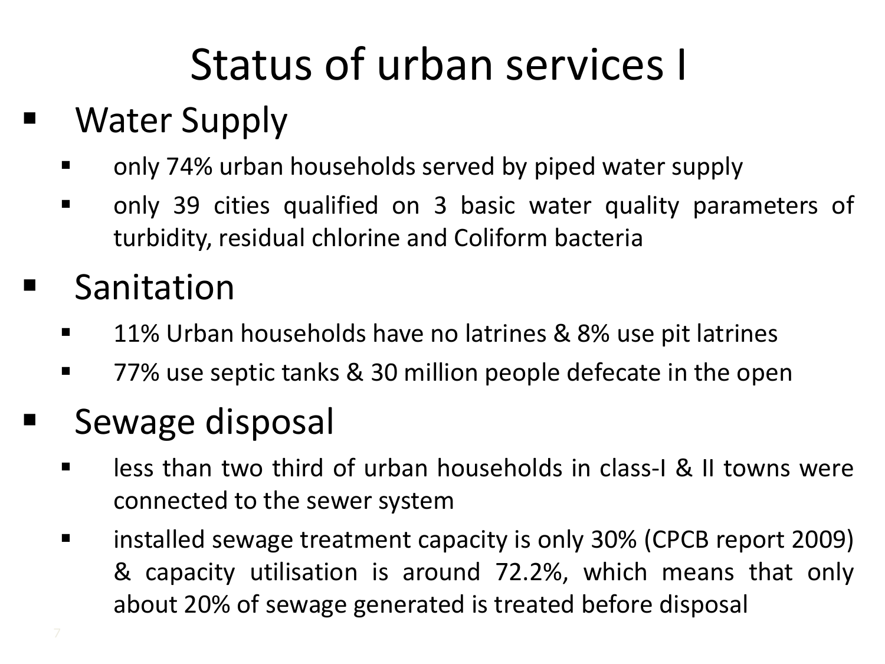# Status of urban services I

- Water Supply
  - only 74% urban households served by piped water supply
  - only 39 cities qualified on 3 basic water quality parameters of turbidity, residual chlorine and Coliform bacteria
- Sanitation
  - 11% Urban households have no latrines & 8% use pit latrines
  - 77% use septic tanks & 30 million people defecate in the open
- Sewage disposal
  - less than two third of urban households in class-I & II towns were connected to the sewer system
  - installed sewage treatment capacity is only 30% (CPCB report 2009) & capacity utilisation is around 72.2%, which means that only about 20% of sewage generated is treated before disposal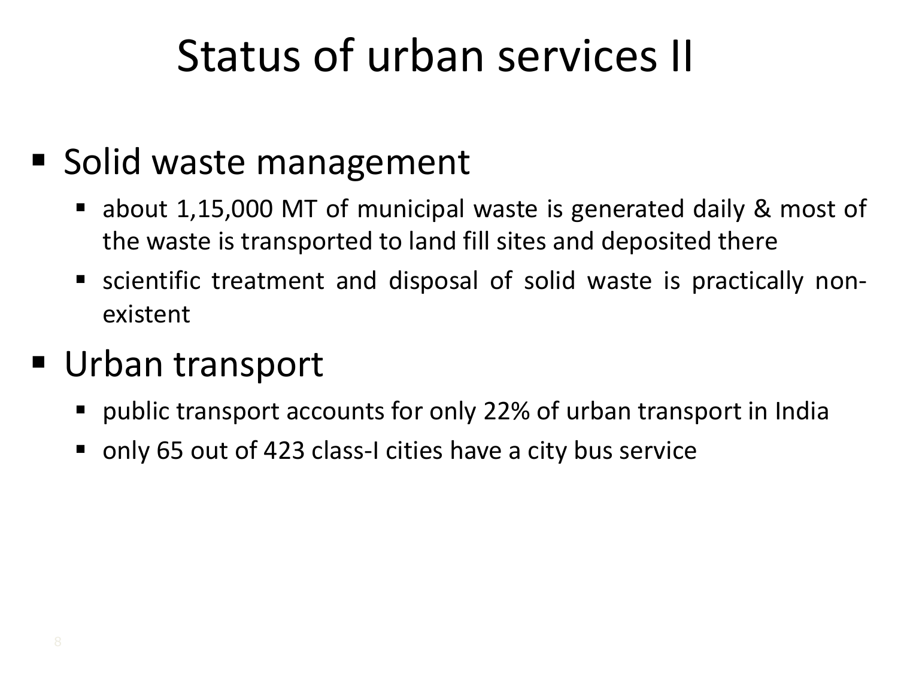# Status of urban services II

- Solid waste management
  - about 1,15,000 MT of municipal waste is generated daily & most of the waste is transported to land fill sites and deposited there
  - scientific treatment and disposal of solid waste is practically non-existent
- Urban transport
  - public transport accounts for only 22% of urban transport in India
  - only 65 out of 423 class-I cities have a city bus service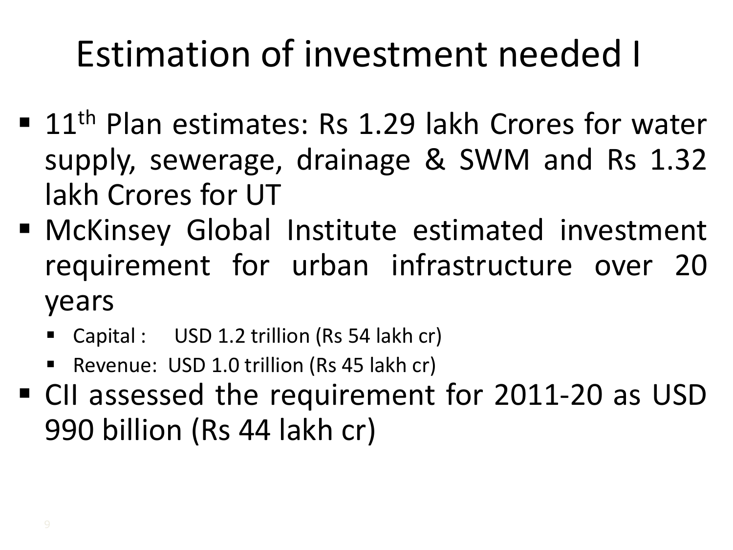# Estimation of investment needed I

- 11th Plan estimates: Rs 1.29 lakh Crores for water supply, sewerage, drainage & SWM and Rs 1.32 lakh Crores for UT
- McKinsey Global Institute estimated investment requirement for urban infrastructure over 20 years
  - Capital : USD 1.2 trillion (Rs 54 lakh cr)
  - Revenue: USD 1.0 trillion (Rs 45 lakh cr)
- CII assessed the requirement for 2011-20 as USD 990 billion (Rs 44 lakh cr)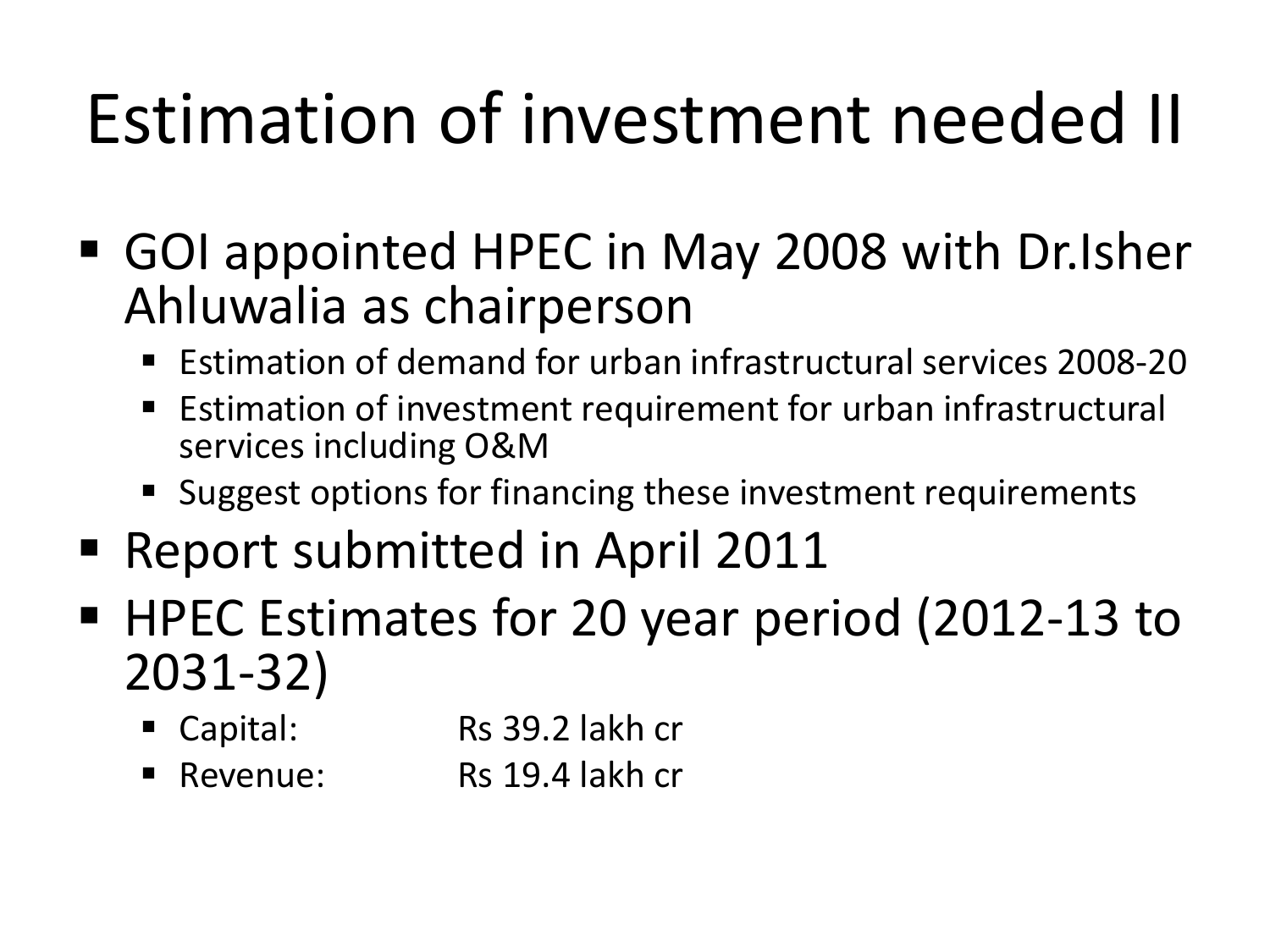# Estimation of investment needed II

- GOI appointed HPEC in May 2008 with Dr.Isher Ahluwalia as chairperson
  - Estimation of demand for urban infrastructural services 2008-20
  - Estimation of investment requirement for urban infrastructural services including O&M
  - Suggest options for financing these investment requirements
- Report submitted in April 2011
- HPEC Estimates for 20 year period (2012-13 to 2031-32)
  - Capital: Rs 39.2 lakh cr
  - Revenue: Rs 19.4 lakh cr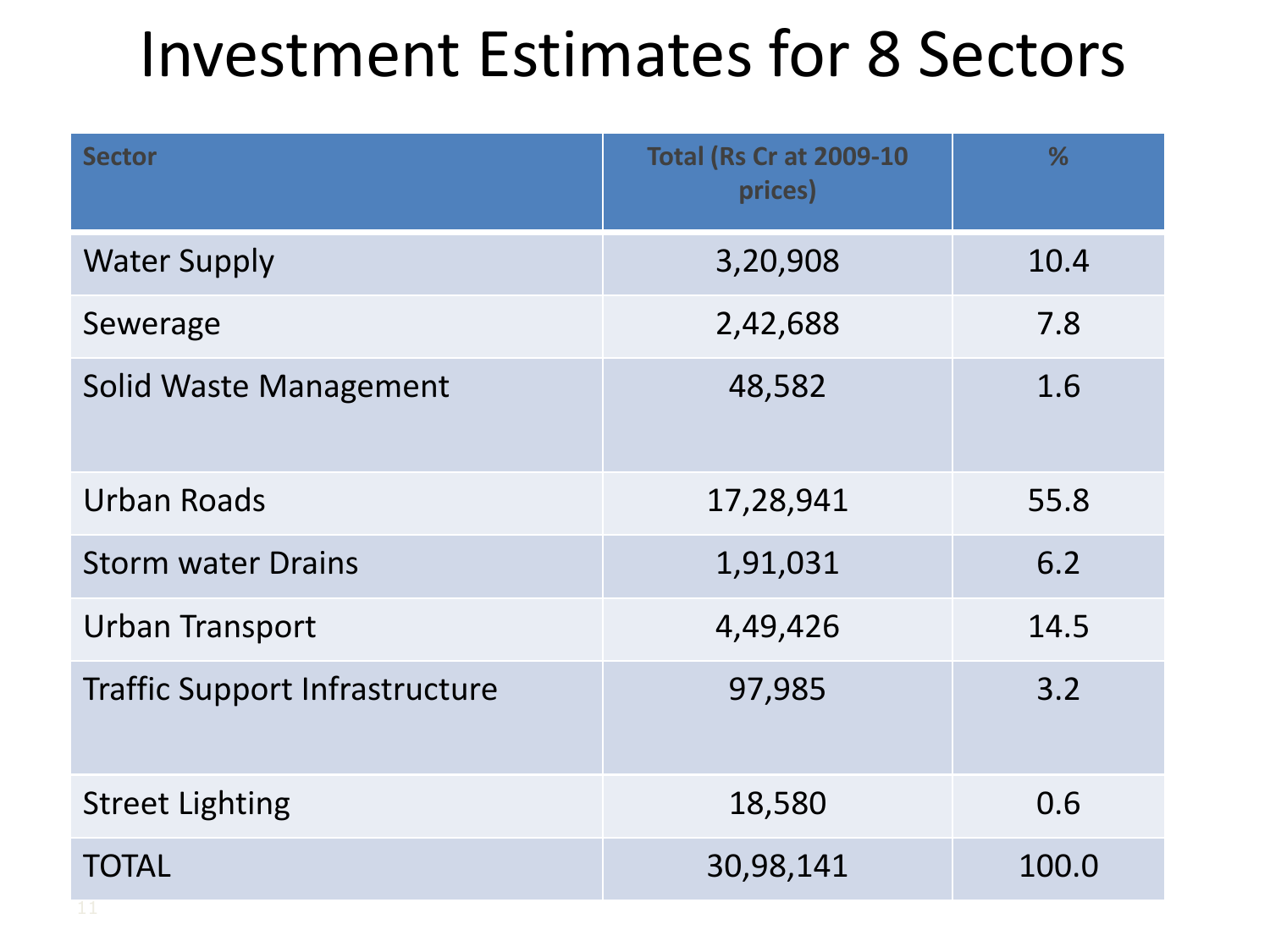# Investment Estimates for 8 Sectors

| Sector | Total (Rs Cr at 2009-10 prices) | % |
|---|---|---|
| Water Supply | 3,20,908 | 10.4 |
| Sewerage | 2,42,688 | 7.8 |
| Solid Waste Management | 48,582 | 1.6 |
| Urban Roads | 17,28,941 | 55.8 |
| Storm water Drains | 1,91,031 | 6.2 |
| Urban Transport | 4,49,426 | 14.5 |
| Traffic Support Infrastructure | 97,985 | 3.2 |
| Street Lighting | 18,580 | 0.6 |
| TOTAL | 30,98,141 | 100.0 |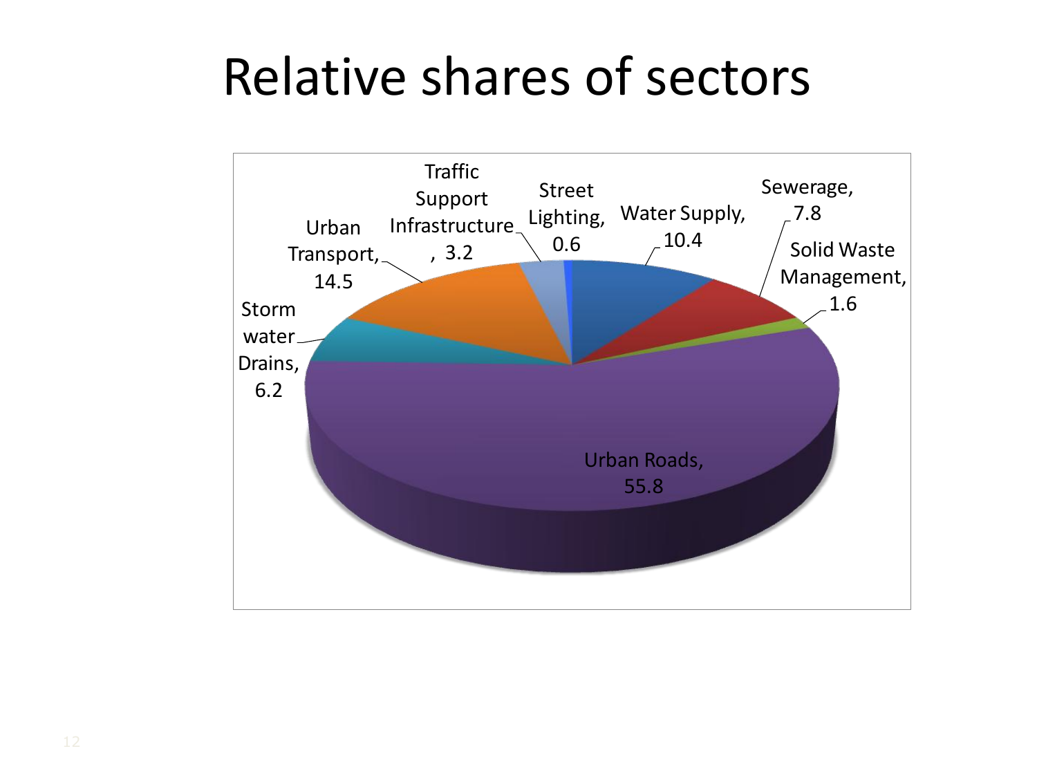# Relative shares of sectors

Traffic Support Infrastructure, 3.2

Street Lighting, 0.6

Water Supply, 10.4

Sewerage, 7.8

Solid Waste Management, 1.6

Urban Transport, 14.5

Storm water Drains, 6.2

Urban Roads, 55.8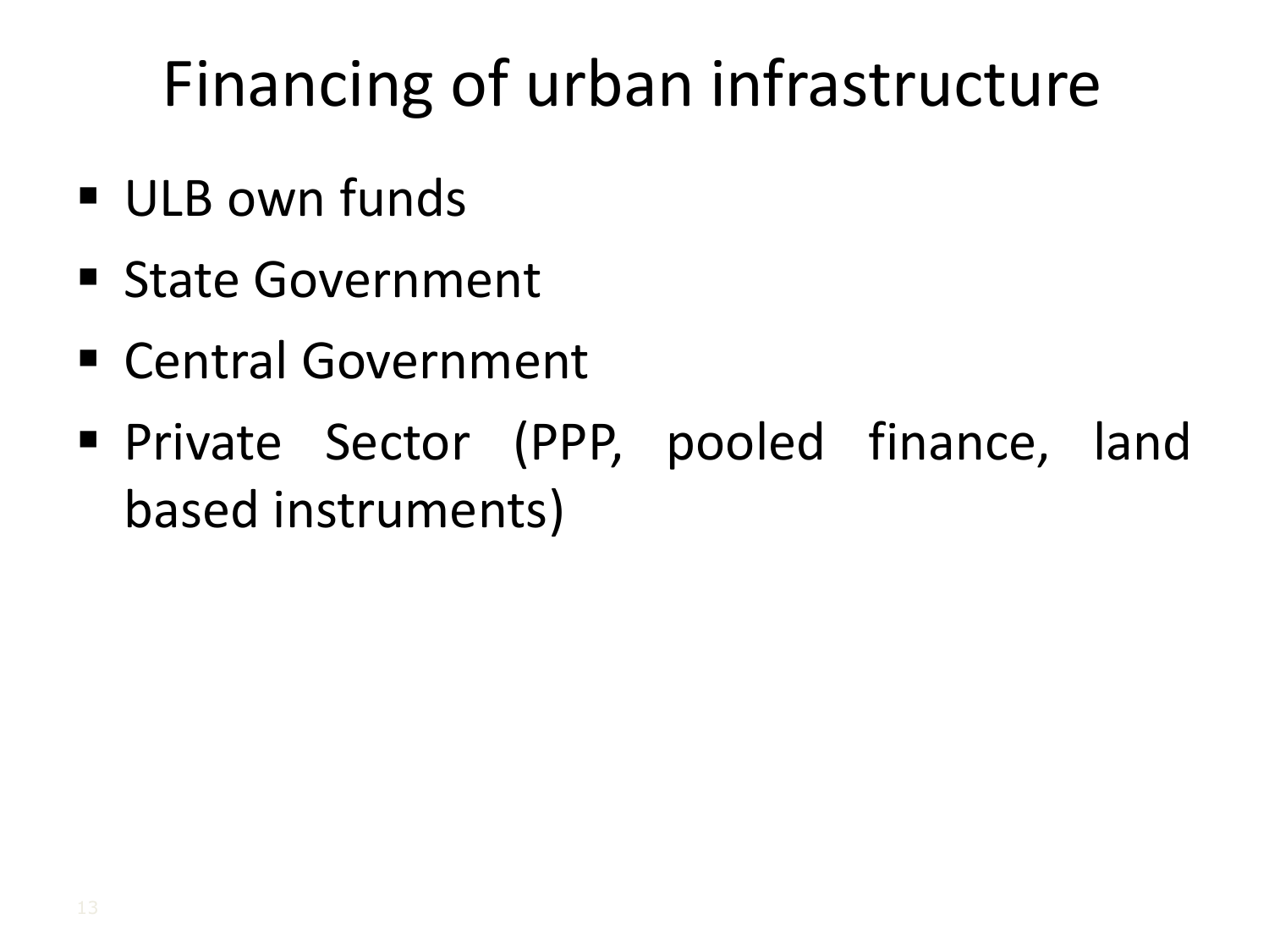# Financing of urban infrastructure

- ULB own funds
- State Government
- Central Government
- Private Sector (PPP, pooled finance, land based instruments)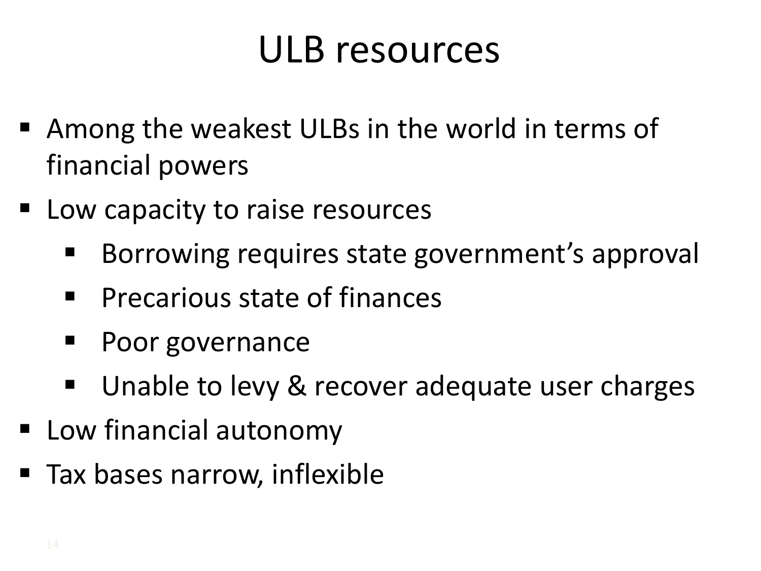# ULB resources

- Among the weakest ULBs in the world in terms of financial powers
- Low capacity to raise resources
  - Borrowing requires state government's approval
  - Precarious state of finances
  - Poor governance
  - Unable to levy & recover adequate user charges
- Low financial autonomy
- Tax bases narrow, inflexible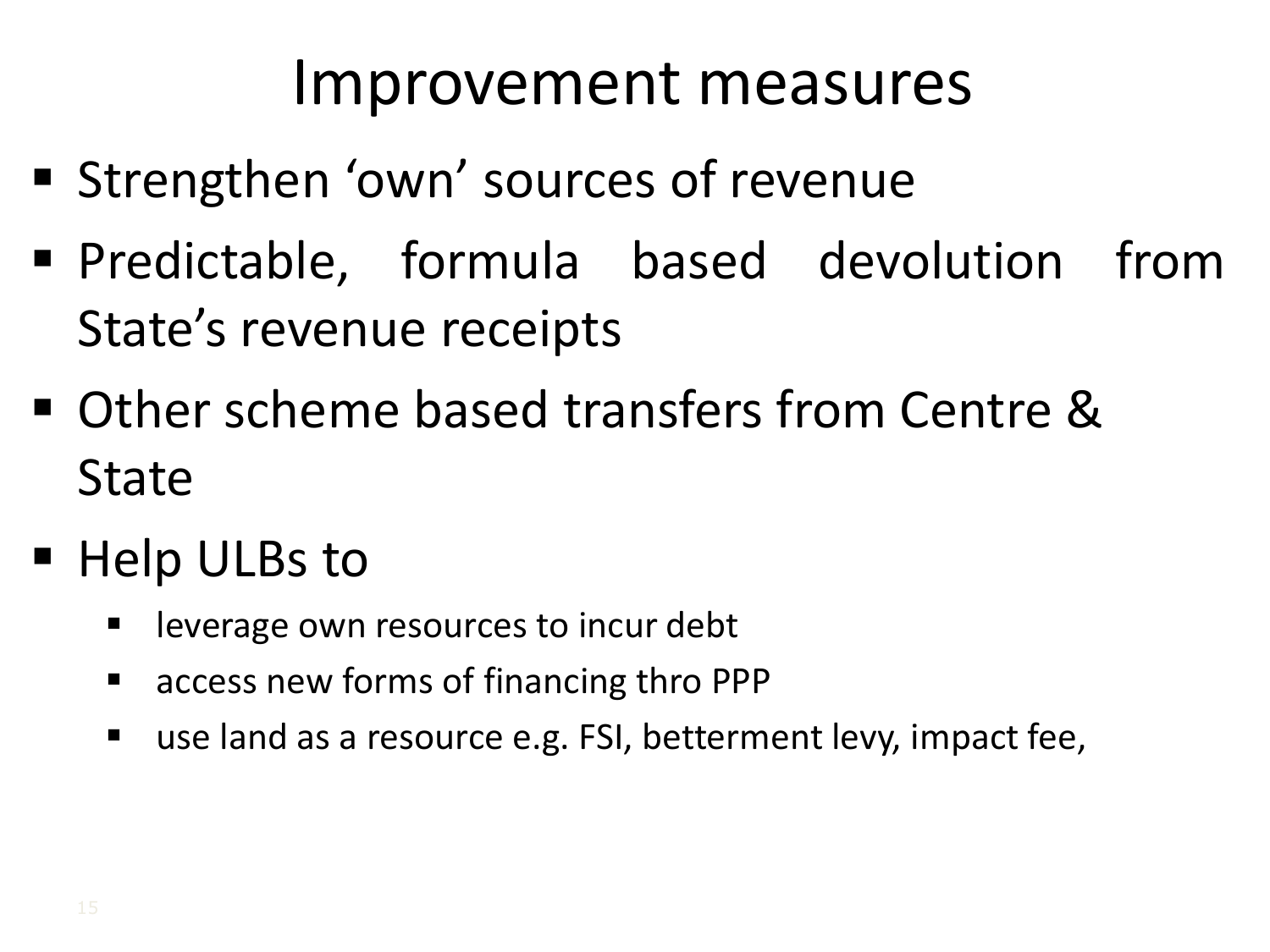# Improvement measures

- Strengthen ‘own’ sources of revenue
- Predictable, formula based devolution from State’s revenue receipts
- Other scheme based transfers from Centre & State
- Help ULBs to
  - leverage own resources to incur debt
  - access new forms of financing thro PPP
  - use land as a resource e.g. FSI, betterment levy, impact fee,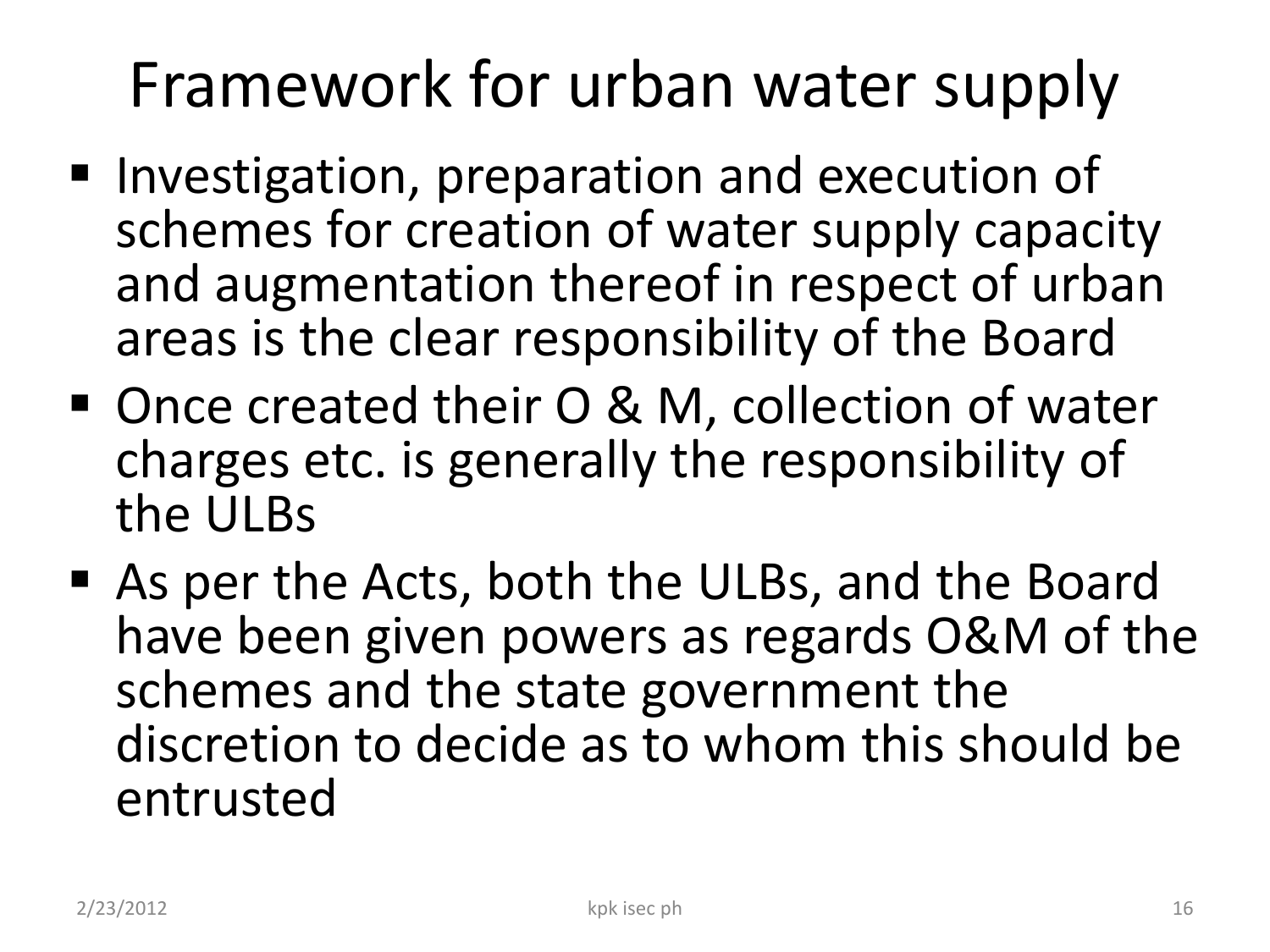# Framework for urban water supply

- Investigation, preparation and execution of schemes for creation of water supply capacity and augmentation thereof in respect of urban areas is the clear responsibility of the Board
- Once created their O & M, collection of water charges etc. is generally the responsibility of the ULBs
- As per the Acts, both the ULBs, and the Board have been given powers as regards O&M of the schemes and the state government the discretion to decide as to whom this should be entrusted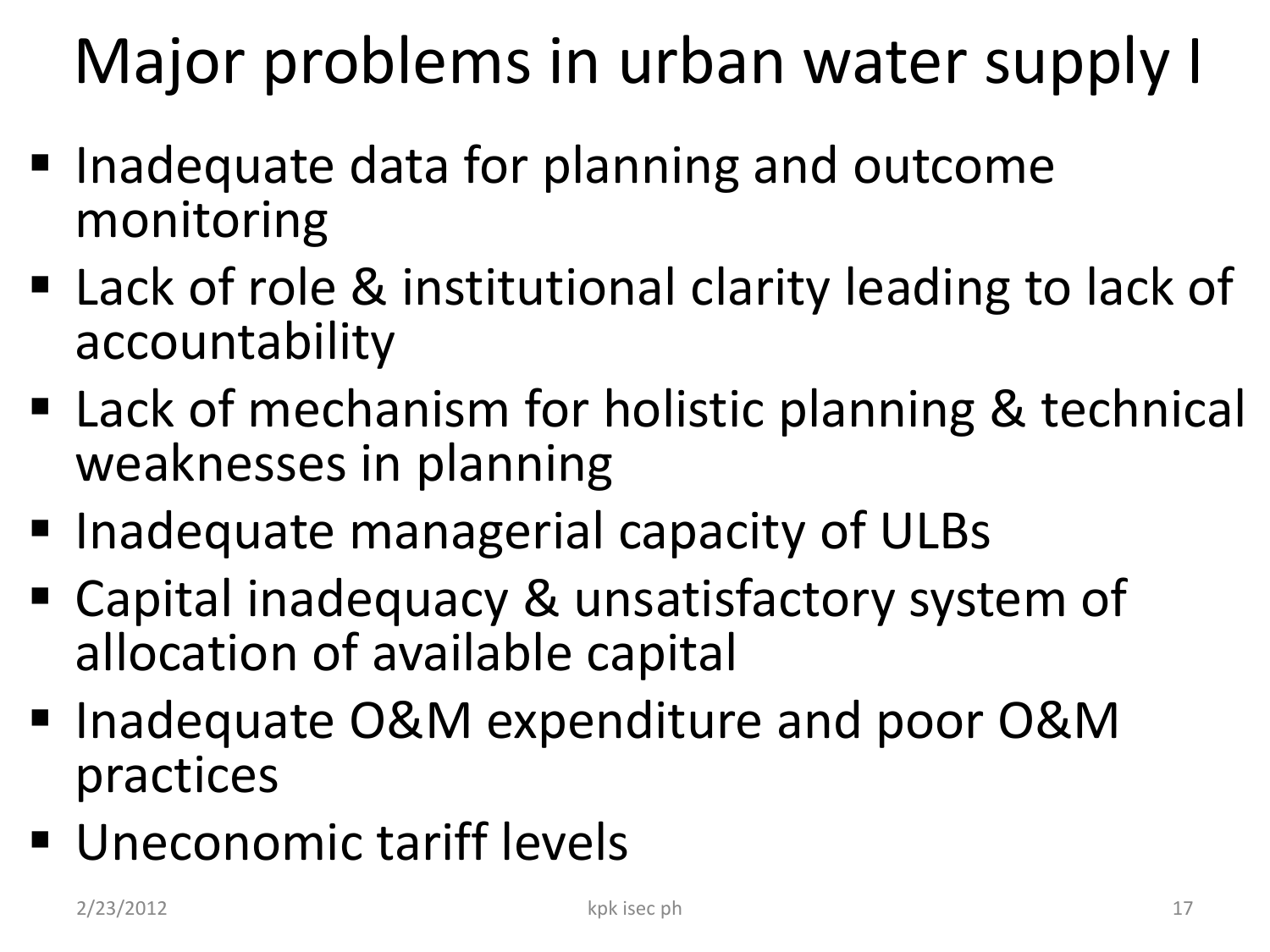# Major problems in urban water supply I

- Inadequate data for planning and outcome monitoring
- Lack of role & institutional clarity leading to lack of accountability
- Lack of mechanism for holistic planning & technical weaknesses in planning
- Inadequate managerial capacity of ULBs
- Capital inadequacy & unsatisfactory system of allocation of available capital
- Inadequate O&M expenditure and poor O&M practices
- Uneconomic tariff levels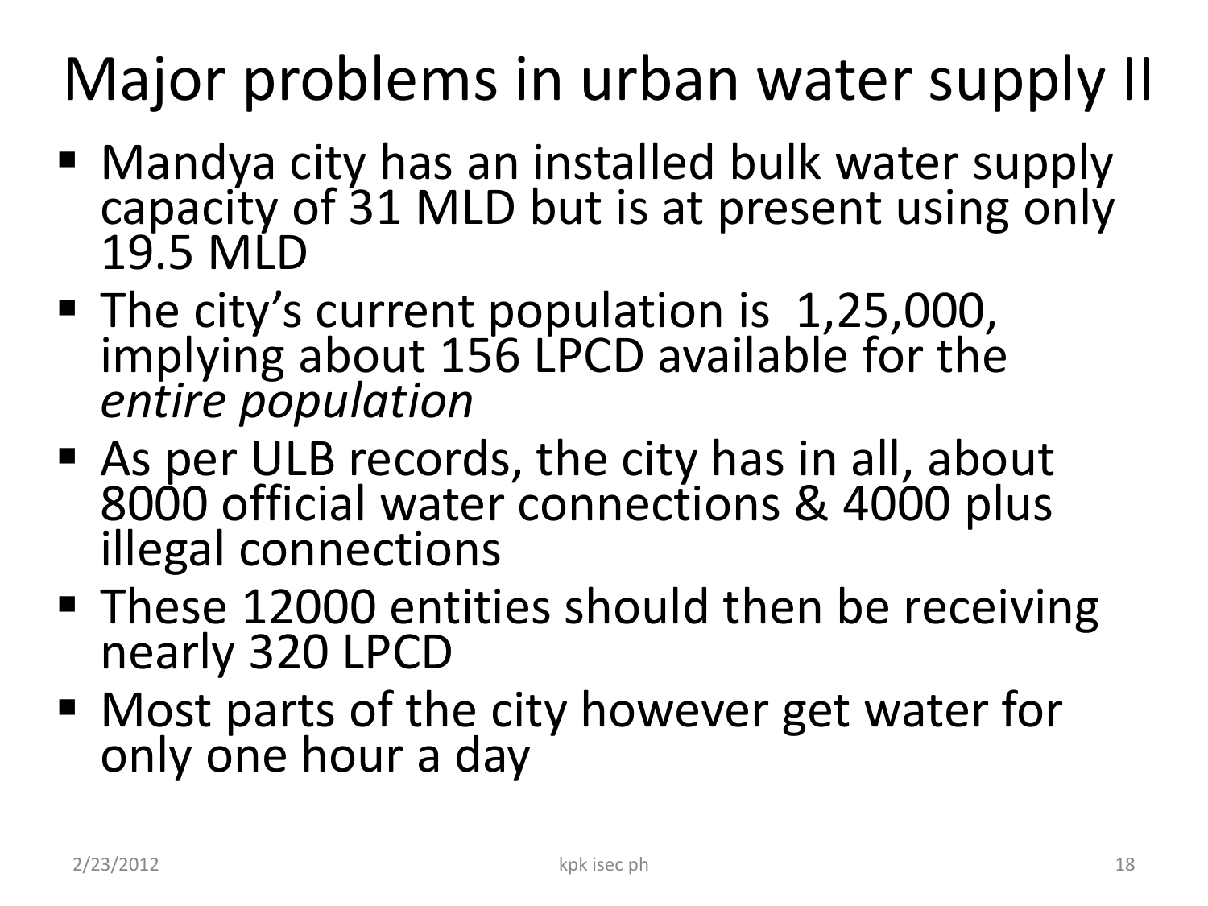# Major problems in urban water supply II

- Mandya city has an installed bulk water supply capacity of 31 MLD but is at present using only 19.5 MLD
- The city's current population is 1,25,000, implying about 156 LPCD available for the *entire population*
- As per ULB records, the city has in all, about 8000 official water connections & 4000 plus illegal connections
- These 12000 entities should then be receiving nearly 320 LPCD
- Most parts of the city however get water for only one hour a day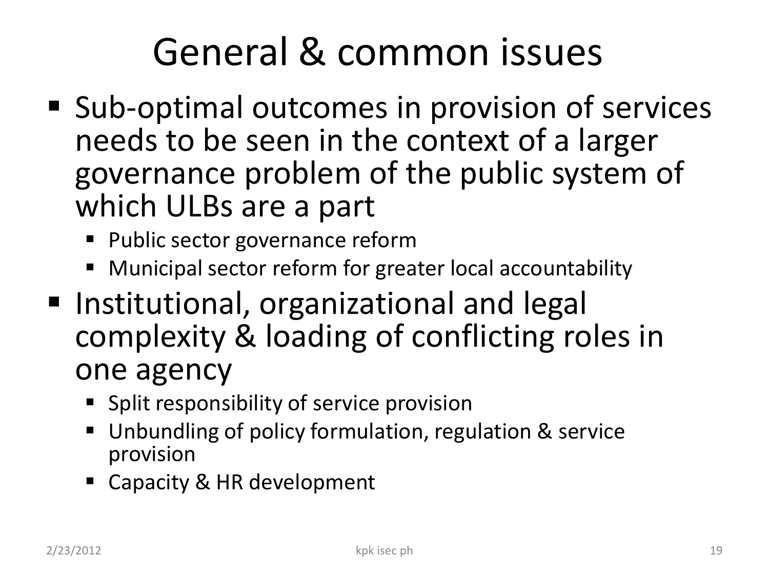# General & common issues

- Sub-optimal outcomes in provision of services needs to be seen in the context of a larger governance problem of the public system of which ULBs are a part
  - Public sector governance reform
  - Municipal sector reform for greater local accountability
- Institutional, organizational and legal complexity & loading of conflicting roles in one agency
  - Split responsibility of service provision
  - Unbundling of policy formulation, regulation & service provision
  - Capacity & HR development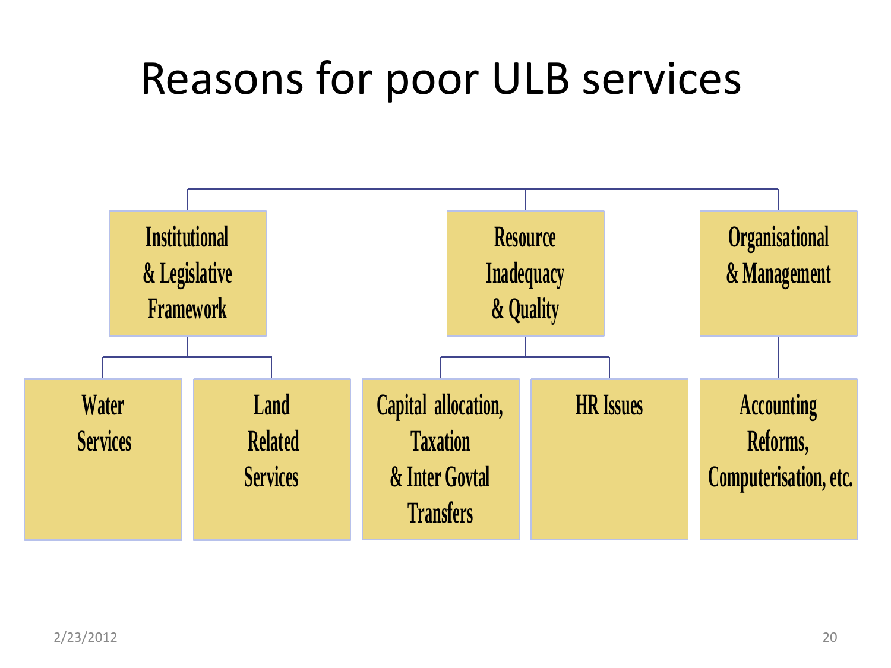# Reasons for poor ULB services

- Institutional & Legislative Framework
  - Water Services
  - Land Related Services
- Resource Inadequacy & Quality
  - Capital allocation, Taxation & Inter Govtal Transfers
  - HR Issues
- Organisational & Management
  - Accounting Reforms, Computerisation, etc.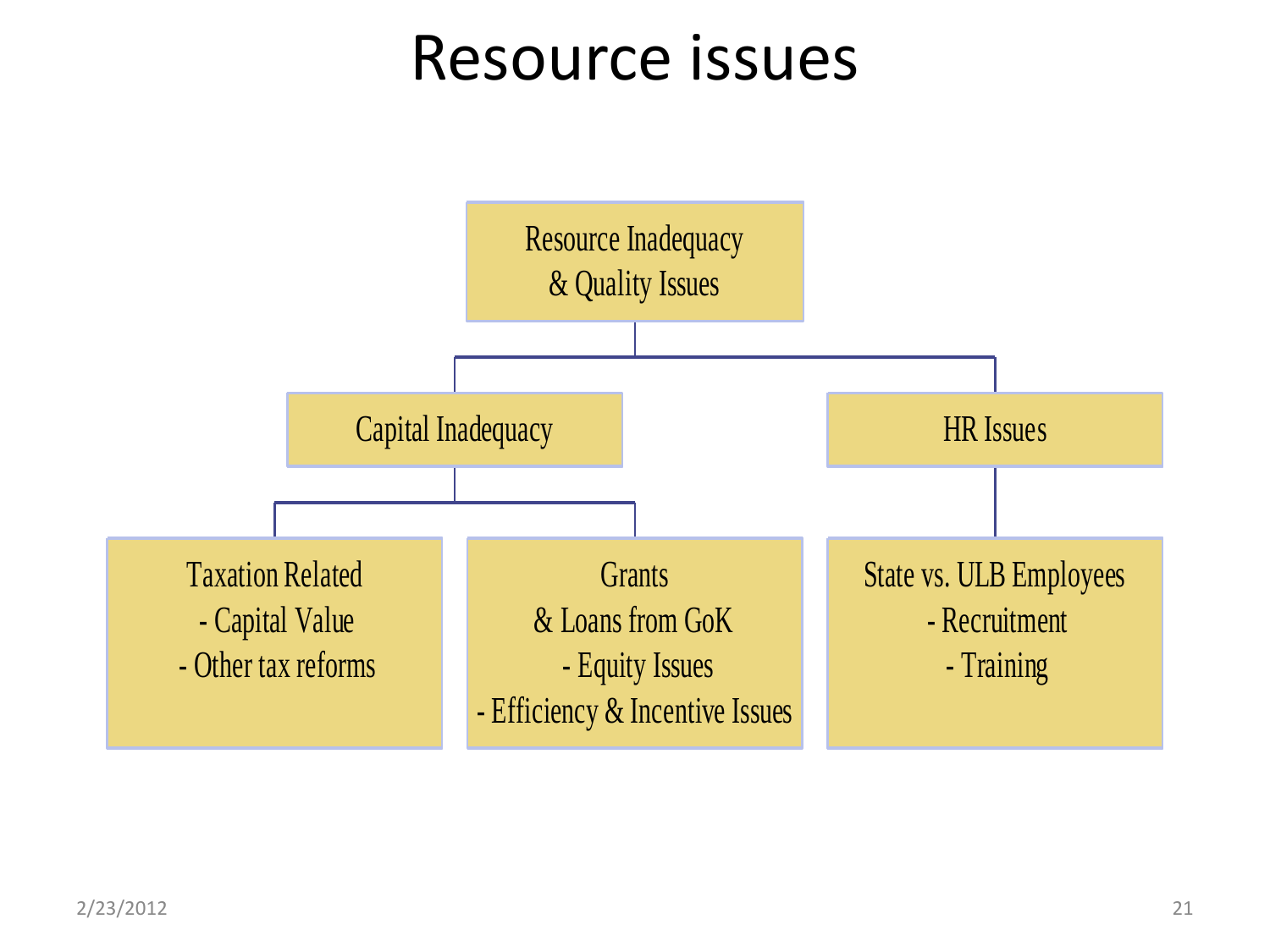# Resource issues

- **Resource Inadequacy & Quality Issues**
  - **Capital Inadequacy**
    - Taxation Related
      - Capital Value
      - Other tax reforms
    - Grants & Loans from GoK
      - Equity Issues
      - Efficiency & Incentive Issues
  - **HR Issues**
    - State vs. ULB Employees
      - Recruitment
      - Training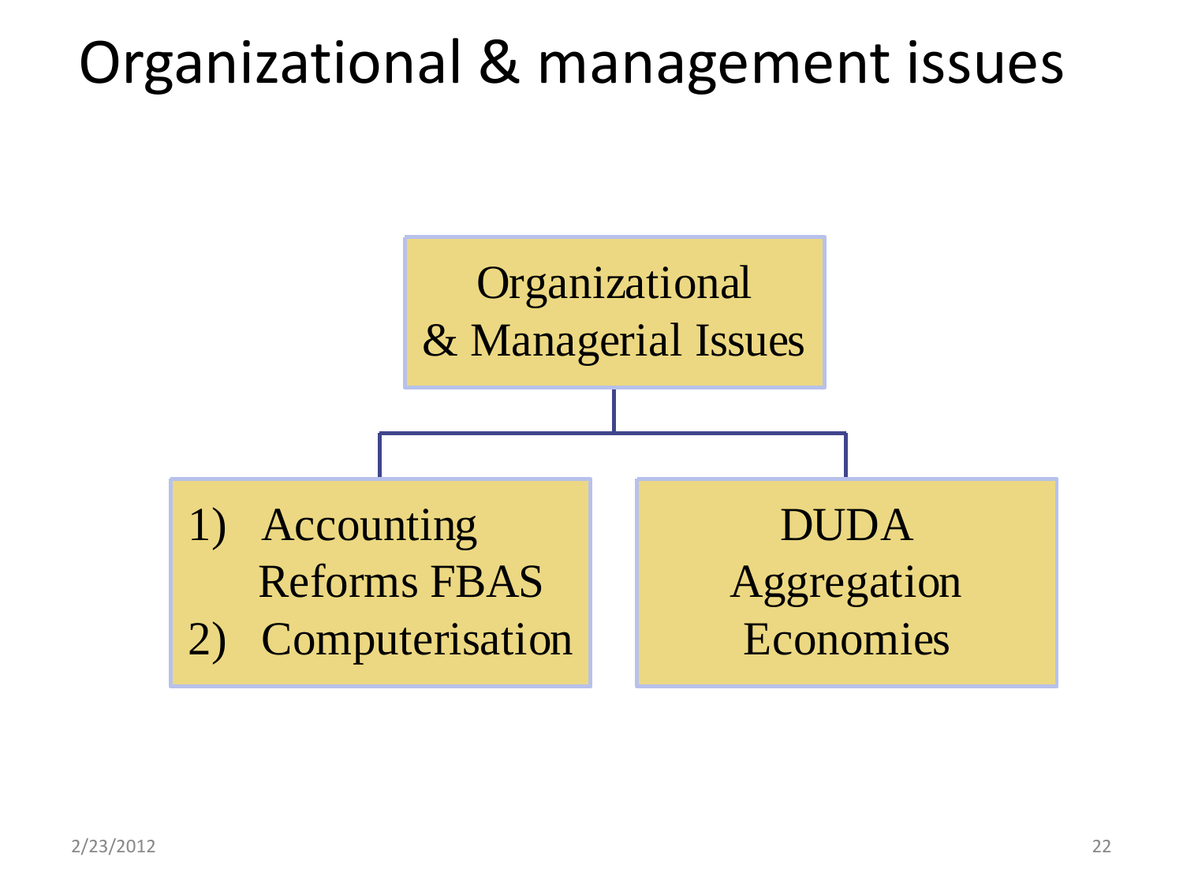# Organizational & management issues

Organizational & Managerial Issues

1) Accounting Reforms FBAS
2) Computerisation

DUDA Aggregation Economies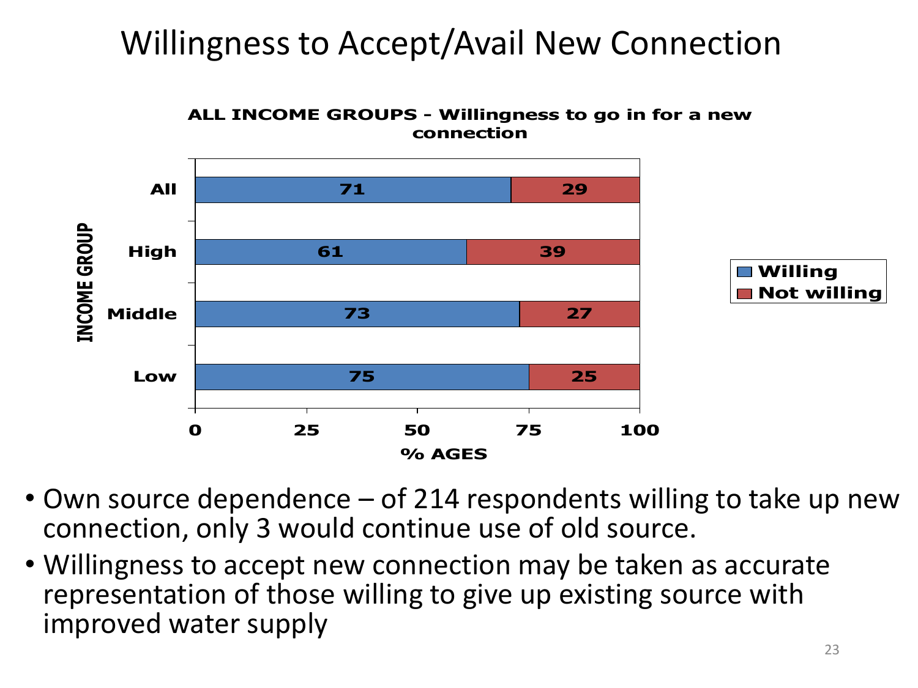# Willingness to Accept/Avail New Connection

**ALL INCOME GROUPS - Willingness to go in for a new connection**

| INCOME GROUP | Willing (% AGES) | Not willing (% AGES) |
|---|---|---|
| All | 71 | 29 |
| High | 61 | 39 |
| Middle | 73 | 27 |
| Low | 75 | 25 |

- Own source dependence – of 214 respondents willing to take up new connection, only 3 would continue use of old source.
- Willingness to accept new connection may be taken as accurate representation of those willing to give up existing source with improved water supply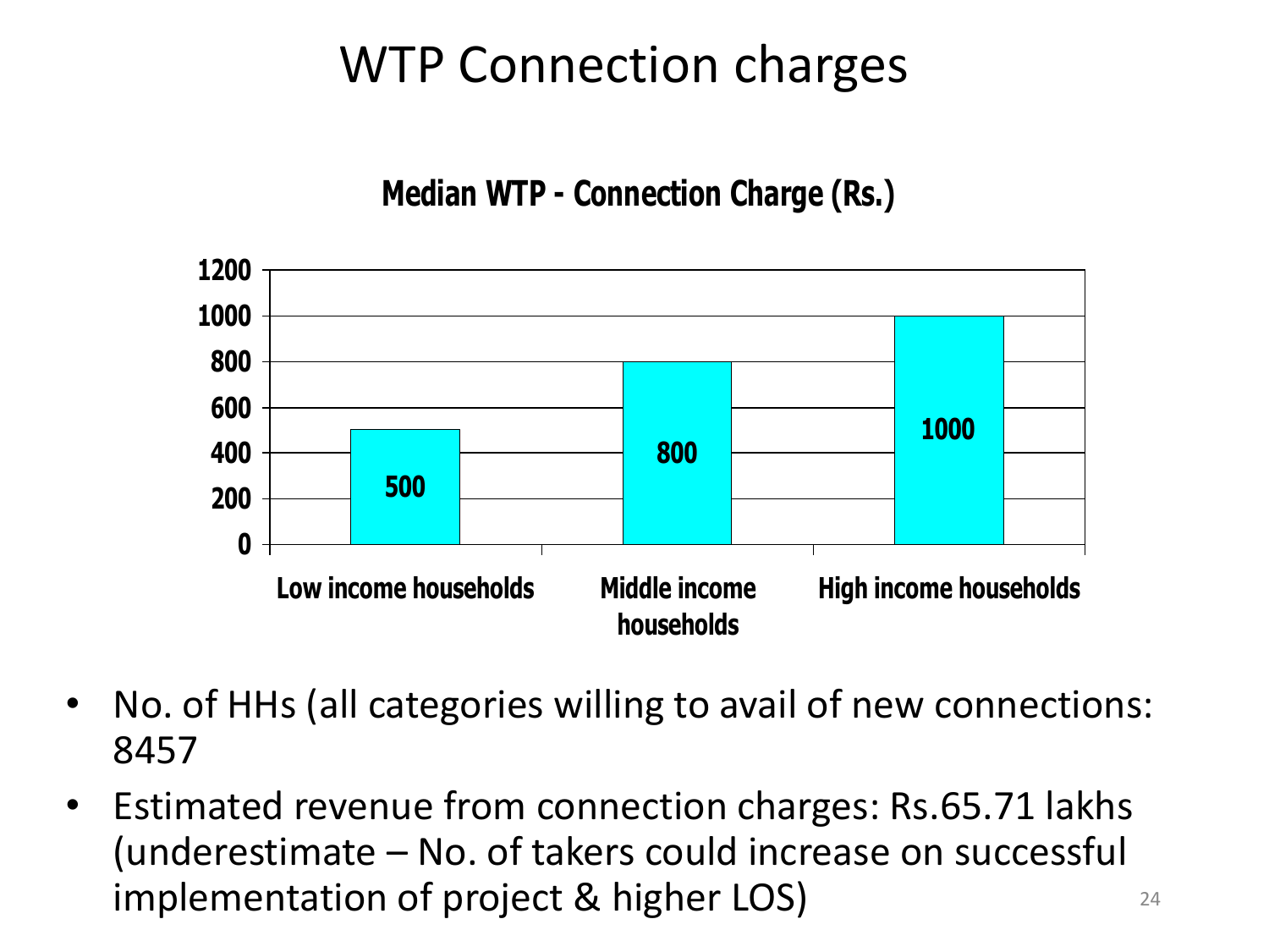# WTP Connection charges

**Median WTP - Connection Charge (Rs.)**

| Category | Median WTP - Connection Charge (Rs.) |
|---|---|
| Low income households | 500 |
| Middle income households | 800 |
| High income households | 1000 |

- No. of HHs (all categories willing to avail of new connections: 8457
- Estimated revenue from connection charges: Rs.65.71 lakhs (underestimate – No. of takers could increase on successful implementation of project & higher LOS)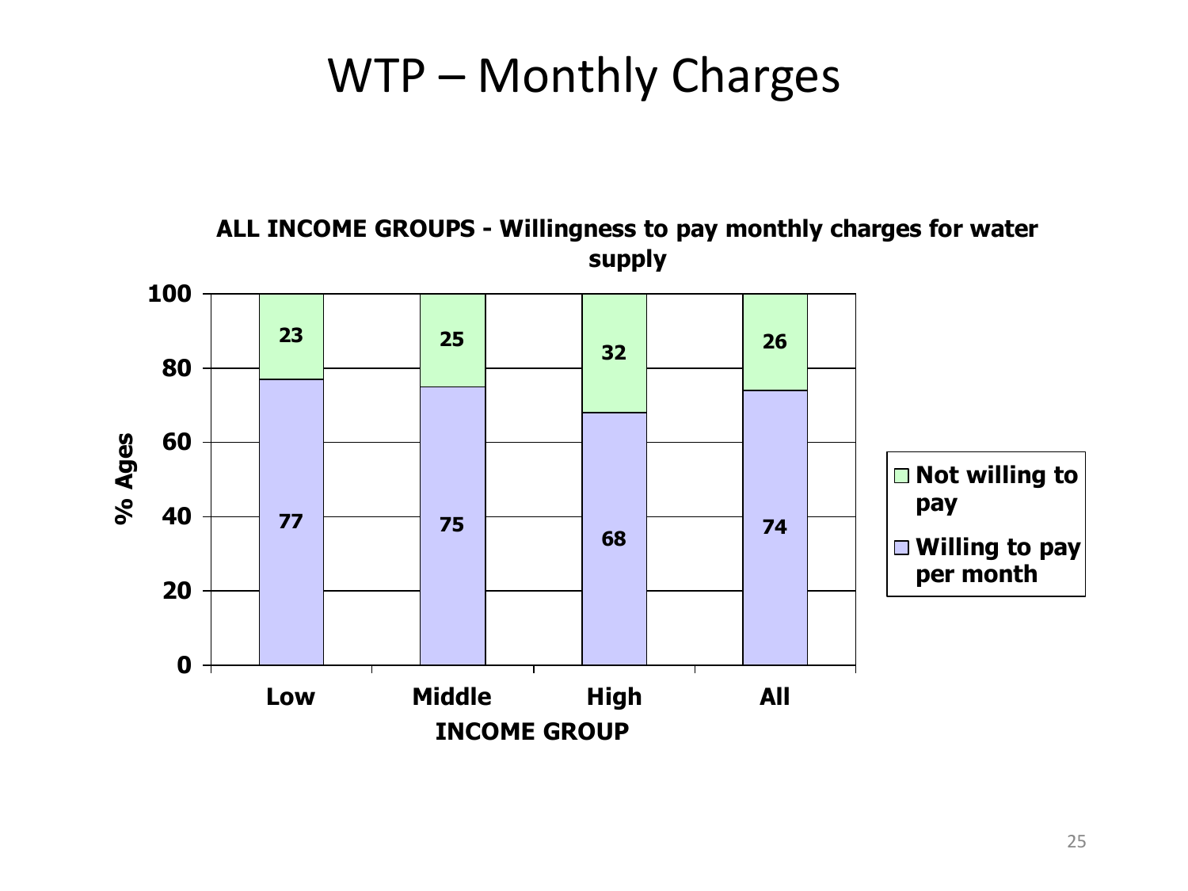# WTP – Monthly Charges

**ALL INCOME GROUPS - Willingness to pay monthly charges for water supply**

| INCOME GROUP | Willing to pay per month (% Ages) | Not willing to pay (% Ages) |
|---|---|---|
| Low | 77 | 23 |
| Middle | 75 | 25 |
| High | 68 | 32 |
| All | 74 | 26 |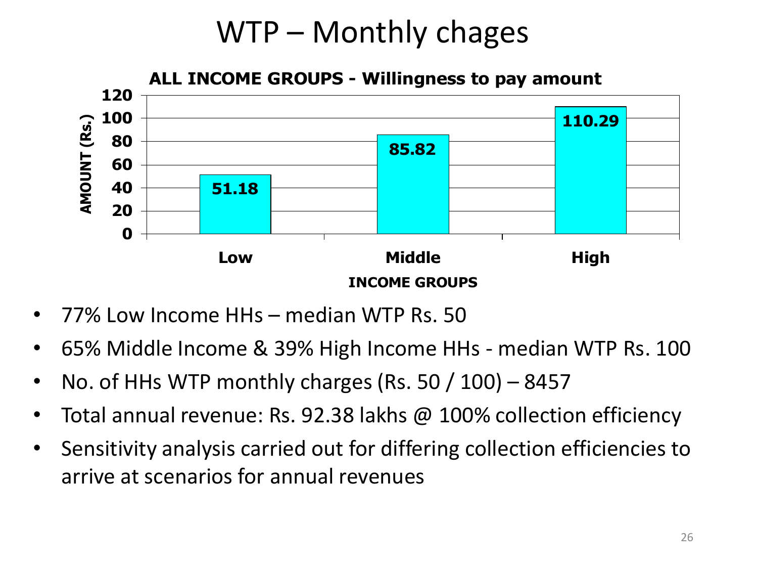# WTP – Monthly chages

**ALL INCOME GROUPS - Willingness to pay amount**

| INCOME GROUPS | AMOUNT (Rs.) |
|---|---|
| Low | 51.18 |
| Middle | 85.82 |
| High | 110.29 |

- 77% Low Income HHs – median WTP Rs. 50
- 65% Middle Income & 39% High Income HHs - median WTP Rs. 100
- No. of HHs WTP monthly charges (Rs. 50 / 100) – 8457
- Total annual revenue: Rs. 92.38 lakhs @ 100% collection efficiency
- Sensitivity analysis carried out for differing collection efficiencies to arrive at scenarios for annual revenues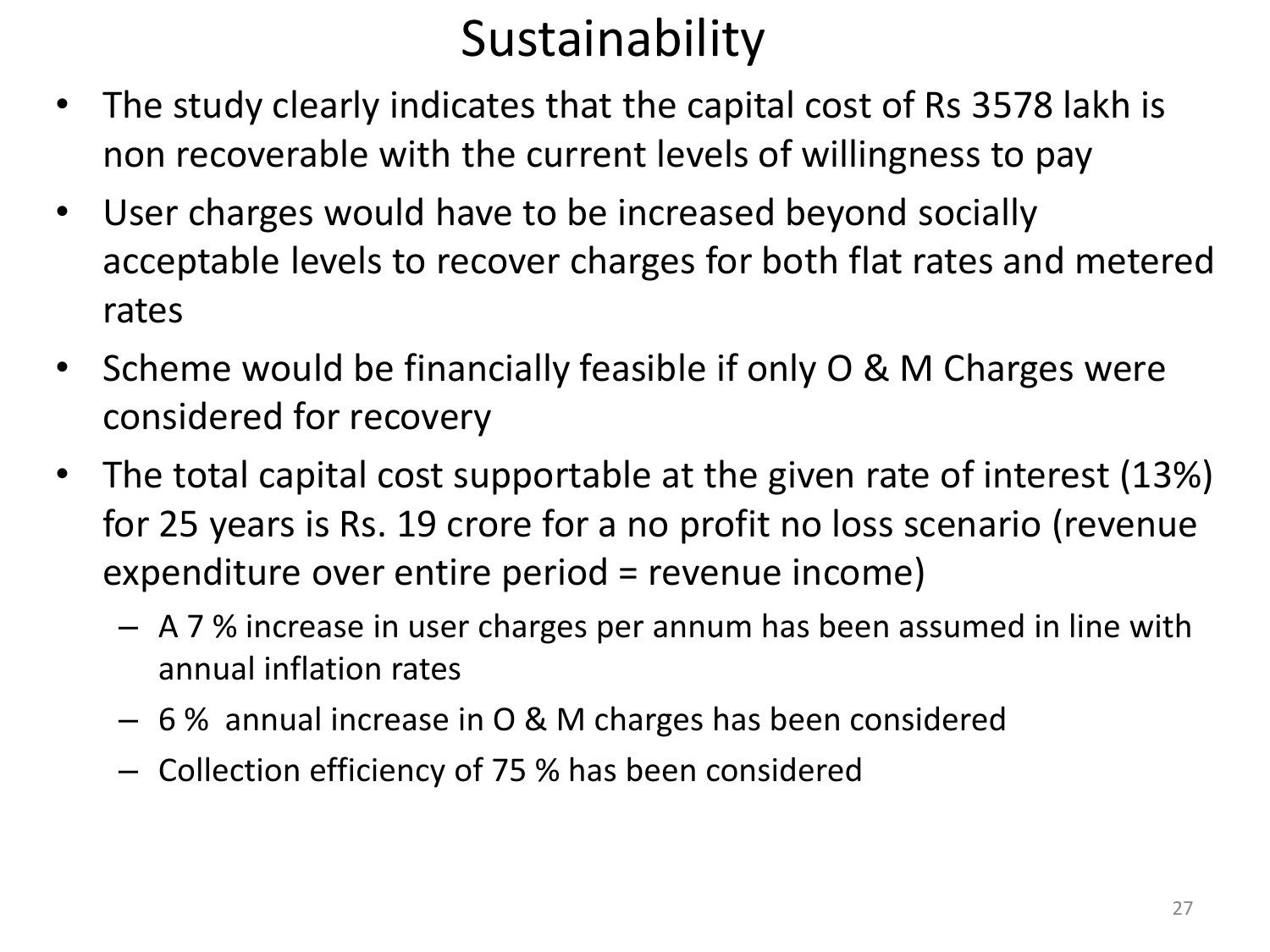# Sustainability

- The study clearly indicates that the capital cost of Rs 3578 lakh is non recoverable with the current levels of willingness to pay
- User charges would have to be increased beyond socially acceptable levels to recover charges for both flat rates and metered rates
- Scheme would be financially feasible if only O & M Charges were considered for recovery
- The total capital cost supportable at the given rate of interest (13%) for 25 years is Rs. 19 crore for a no profit no loss scenario (revenue expenditure over entire period = revenue income)
  - A 7 % increase in user charges per annum has been assumed in line with annual inflation rates
  - 6 % annual increase in O & M charges has been considered
  - Collection efficiency of 75 % has been considered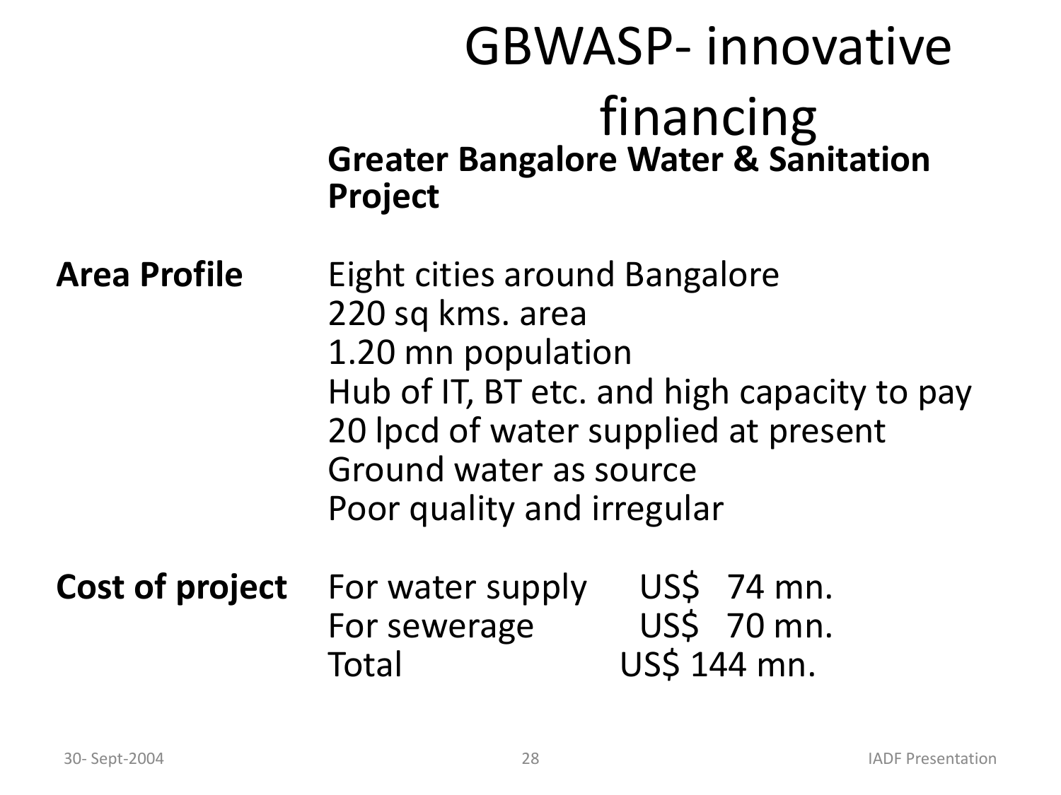# GBWASP- innovative financing

**Greater Bangalore Water & Sanitation Project**

**Area Profile**

- Eight cities around Bangalore
- 220 sq kms. area
- 1.20 mn population
- Hub of IT, BT etc. and high capacity to pay
- 20 lpcd of water supplied at present
- Ground water as source
- Poor quality and irregular

**Cost of project**

| | |
|---|---|
| For water supply | US$ 74 mn. |
| For sewerage | US$ 70 mn. |
| Total | US$ 144 mn. |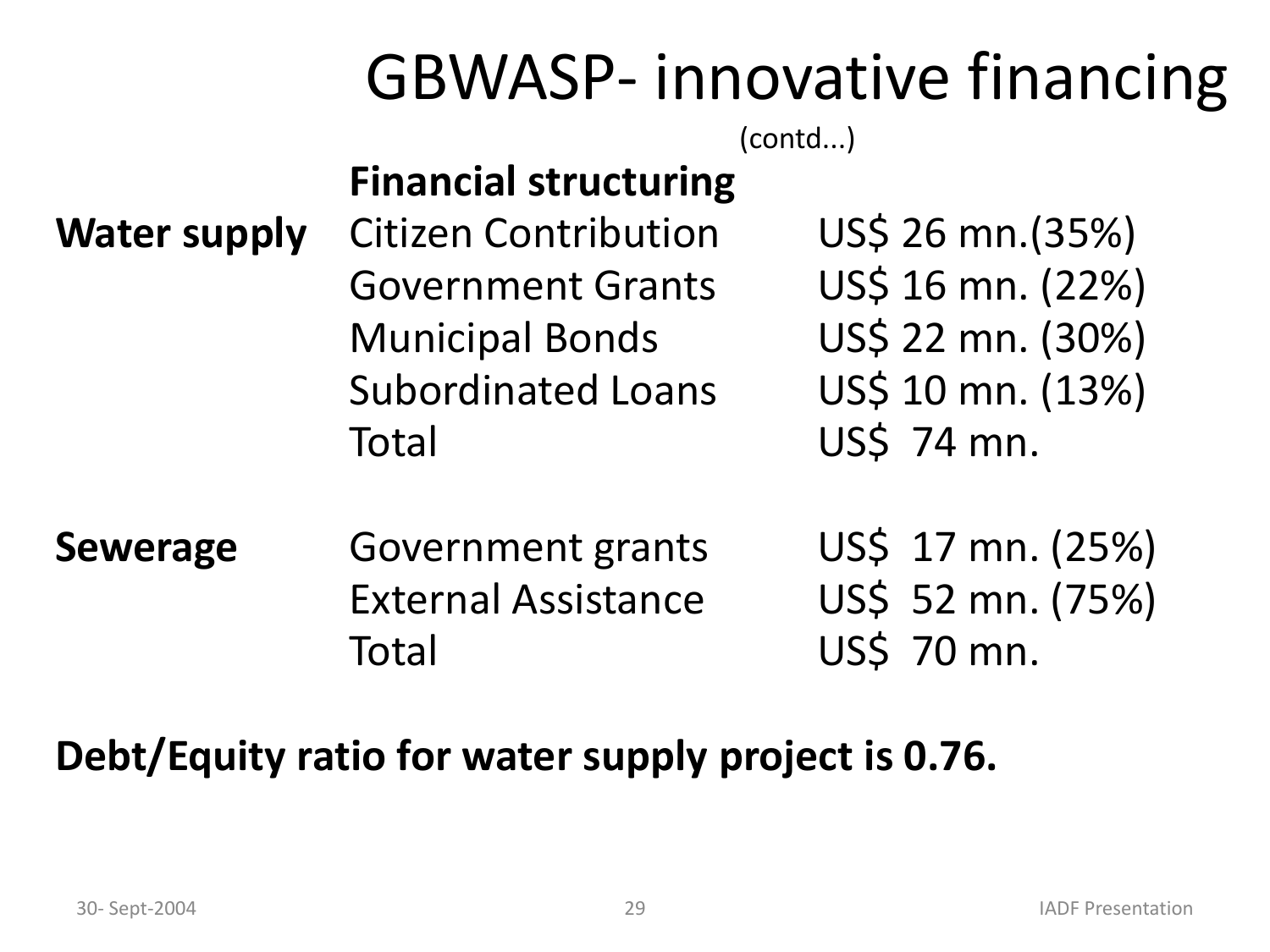# GBWASP- innovative financing

(contd...)

**Financial structuring**

| | | |
|---|---|---|
| **Water supply** | Citizen Contribution | US$ 26 mn.(35%) |
| | Government Grants | US$ 16 mn. (22%) |
| | Municipal Bonds | US$ 22 mn. (30%) |
| | Subordinated Loans | US$ 10 mn. (13%) |
| | Total | US$ 74 mn. |
| | | |
| **Sewerage** | Government grants | US$ 17 mn. (25%) |
| | External Assistance | US$ 52 mn. (75%) |
| | Total | US$ 70 mn. |

**Debt/Equity ratio for water supply project is 0.76.**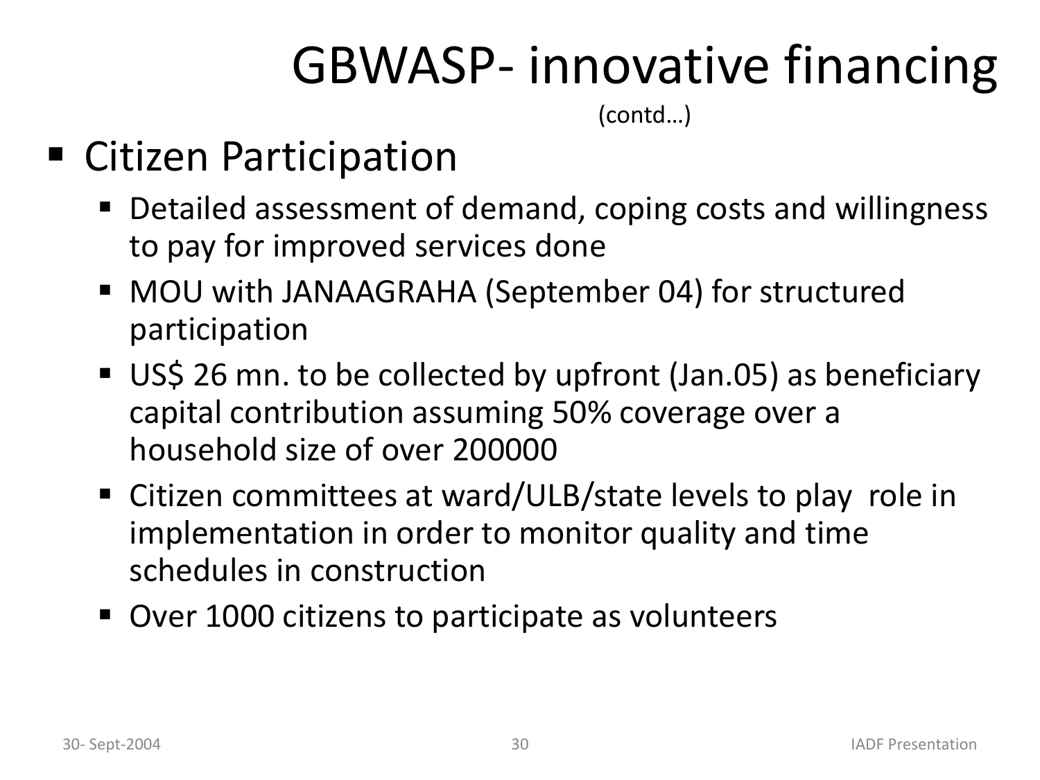# GBWASP- innovative financing

(contd…)

- Citizen Participation
  - Detailed assessment of demand, coping costs and willingness to pay for improved services done
  - MOU with JANAAGRAHA (September 04) for structured participation
  - US$ 26 mn. to be collected by upfront (Jan.05) as beneficiary capital contribution assuming 50% coverage over a household size of over 200000
  - Citizen committees at ward/ULB/state levels to play role in implementation in order to monitor quality and time schedules in construction
  - Over 1000 citizens to participate as volunteers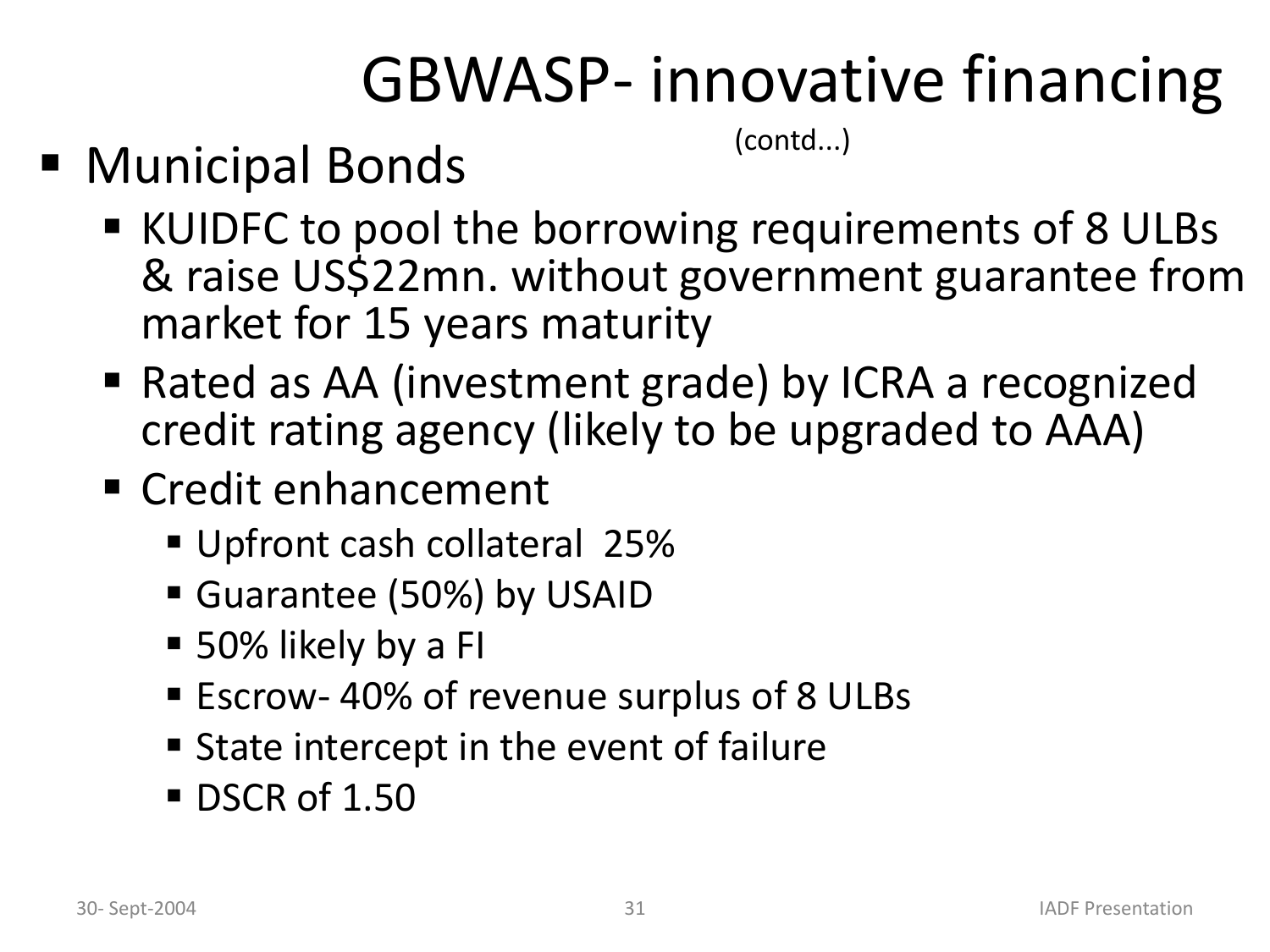# GBWASP- innovative financing

(contd...)

- Municipal Bonds
  - KUIDFC to pool the borrowing requirements of 8 ULBs & raise US$22mn. without government guarantee from market for 15 years maturity
  - Rated as AA (investment grade) by ICRA a recognized credit rating agency (likely to be upgraded to AAA)
  - Credit enhancement
    - Upfront cash collateral 25%
    - Guarantee (50%) by USAID
    - 50% likely by a FI
    - Escrow- 40% of revenue surplus of 8 ULBs
    - State intercept in the event of failure
    - DSCR of 1.50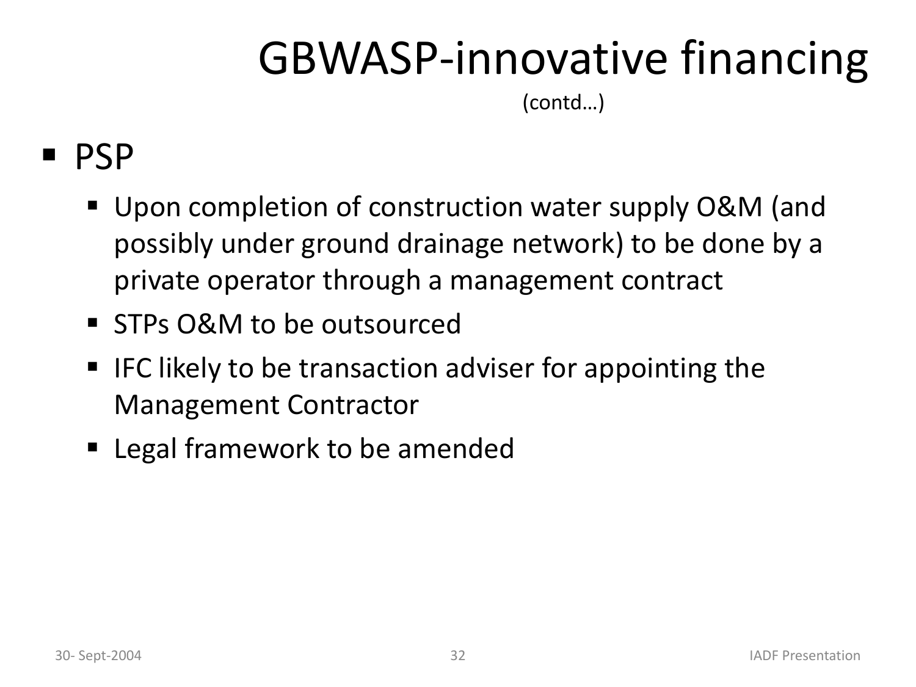# GBWASP-innovative financing

(contd…)

- PSP
  - Upon completion of construction water supply O&M (and possibly under ground drainage network) to be done by a private operator through a management contract
  - STPs O&M to be outsourced
  - IFC likely to be transaction adviser for appointing the Management Contractor
  - Legal framework to be amended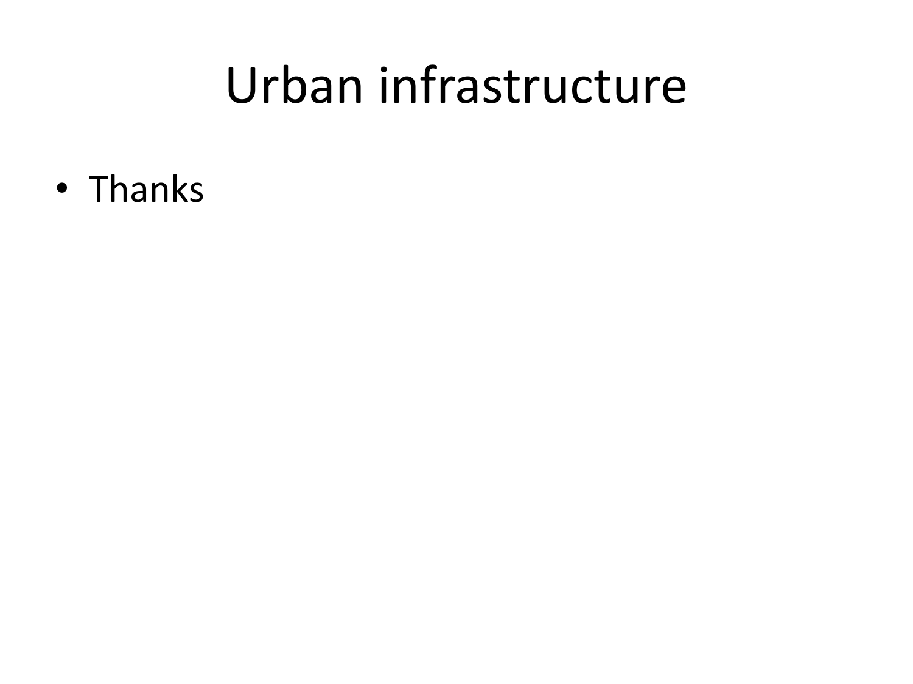# Urban infrastructure

- Thanks